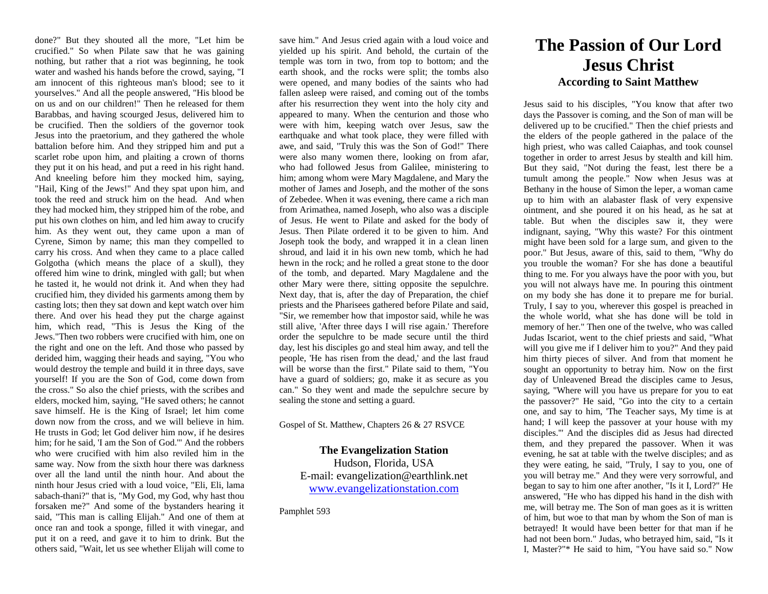done?" But they shouted all the more, "Let him be crucified." So when Pilate saw that he was gaining nothing, but rather that a riot was beginning, he took water and washed his hands before the crowd, saying, "I am innocent of this righteous man's blood; see to it yourselves." And all the people answered, "His blood be on us and on our children!" Then he released for them Barabbas, and having scourged Jesus, delivered him to be crucified. Then the soldiers of the governor took Jesus into the praetorium, and they gathered the whole battalion before him. And they stripped him and put a scarlet robe upon him, and plaiting a crown of thorns they put it on his head, and put a reed in his right hand. And kneeling before him they mocked him, saying, "Hail, King of the Jews!" And they spat upon him, and took the reed and struck him on the head. And when they had mocked him, they stripped him of the robe, and put his own clothes on him, and led him away to crucify him. As they went out, they came upon a man of Cyrene, Simon by name; this man they compelled to carry his cross. And when they came to a place called Golgotha (which means the place of a skull), they offered him wine to drink, mingled with gall; but when he tasted it, he would not drink it. And when they had crucified him, they divided his garments among them by casting lots; then they sat down and kept watch over him there. And over his head they put the charge against him, which read, "This is Jesus the King of the Jews."Then two robbers were crucified with him, one on the right and one on the left. And those who passed by derided him, wagging their heads and saying, "You who would destroy the temple and build it in three days, save yourself! If you are the Son of God, come down from the cross." So also the chief priests, with the scribes and elders, mocked him, saying, "He saved others; he cannot save himself. He is the King of Israel; let him come down now from the cross, and we will believe in him. He trusts in God; let God deliver him now, if he desires him; for he said, 'I am the Son of God.'" And the robbers who were crucified with him also reviled him in the same way. Now from the sixth hour there was darkness over all the land until the ninth hour. And about the ninth hour Jesus cried with a loud voice, "Eli, Eli, lama sabach-thani?" that is, "My God, my God, why hast thou forsaken me?" And some of the bystanders hearing it said, "This man is calling Elijah." And one of them at once ran and took a sponge, filled it with vinegar, and put it on a reed, and gave it to him to drink. But the others said, "Wait, let us see whether Elijah will come to save him." And Jesus cried again with a loud voice and yielded up his spirit. And behold, the curtain of the temple was torn in two, from top to bottom; and the earth shook, and the rocks were split; the tombs also were opened, and many bodies of the saints who had fallen asleep were raised, and coming out of the tombs after his resurrection they went into the holy city and appeared to many. When the centurion and those who were with him, keeping watch over Jesus, saw the earthquake and what took place, they were filled with awe, and said, "Truly this was the Son of God!" There were also many women there, looking on from afar, who had followed Jesus from Galilee, ministering to him; among whom were Mary Magdalene, and Mary the mother of James and Joseph, and the mother of the sons of Zebedee. When it was evening, there came a rich man from Arimathea, named Joseph, who also was a disciple of Jesus. He went to Pilate and asked for the body of Jesus. Then Pilate ordered it to be given to him. And Joseph took the body, and wrapped it in a clean linen shroud, and laid it in his own new tomb, which he had hewn in the rock; and he rolled a great stone to the door of the tomb, and departed. Mary Magdalene and the other Mary were there, sitting opposite the sepulchre. Next day, that is, after the day of Preparation, the chief priests and the Pharisees gathered before Pilate and said, "Sir, we remember how that impostor said, while he was still alive, 'After three days I will rise again.' Therefore order the sepulchre to be made secure until the third day, lest his disciples go and steal him away, and tell the people, 'He has risen from the dead,' and the last fraud will be worse than the first." Pilate said to them, "You have a guard of soldiers; go, make it as secure as you can." So they went and made the sepulchre secure by sealing the stone and setting a guard.

Gospel of St. Matthew, Chapters 26 & 27 RSVCE

**The Evangelization Station**
Hudson, Florida, USA
E-mail: evangelization@earthlink.net
www.evangelizationstation.com

Pamphlet 593

# The Passion of Our Lord Jesus Christ

### According to Saint Matthew

Jesus said to his disciples, "You know that after two days the Passover is coming, and the Son of man will be delivered up to be crucified." Then the chief priests and the elders of the people gathered in the palace of the high priest, who was called Caiaphas, and took counsel together in order to arrest Jesus by stealth and kill him. But they said, "Not during the feast, lest there be a tumult among the people." Now when Jesus was at Bethany in the house of Simon the leper, a woman came up to him with an alabaster flask of very expensive ointment, and she poured it on his head, as he sat at table. But when the disciples saw it, they were indignant, saying, "Why this waste? For this ointment might have been sold for a large sum, and given to the poor." But Jesus, aware of this, said to them, "Why do you trouble the woman? For she has done a beautiful thing to me. For you always have the poor with you, but you will not always have me. In pouring this ointment on my body she has done it to prepare me for burial. Truly, I say to you, wherever this gospel is preached in the whole world, what she has done will be told in memory of her." Then one of the twelve, who was called Judas Iscariot, went to the chief priests and said, "What will you give me if I deliver him to you?" And they paid him thirty pieces of silver. And from that moment he sought an opportunity to betray him. Now on the first day of Unleavened Bread the disciples came to Jesus, saying, "Where will you have us prepare for you to eat the passover?" He said, "Go into the city to a certain one, and say to him, 'The Teacher says, My time is at hand; I will keep the passover at your house with my disciples.'" And the disciples did as Jesus had directed them, and they prepared the passover. When it was evening, he sat at table with the twelve disciples; and as they were eating, he said, "Truly, I say to you, one of you will betray me." And they were very sorrowful, and began to say to him one after another, "Is it I, Lord?" He answered, "He who has dipped his hand in the dish with me, will betray me. The Son of man goes as it is written of him, but woe to that man by whom the Son of man is betrayed! It would have been better for that man if he had not been born." Judas, who betrayed him, said, "Is it I, Master?"* He said to him, "You have said so." Now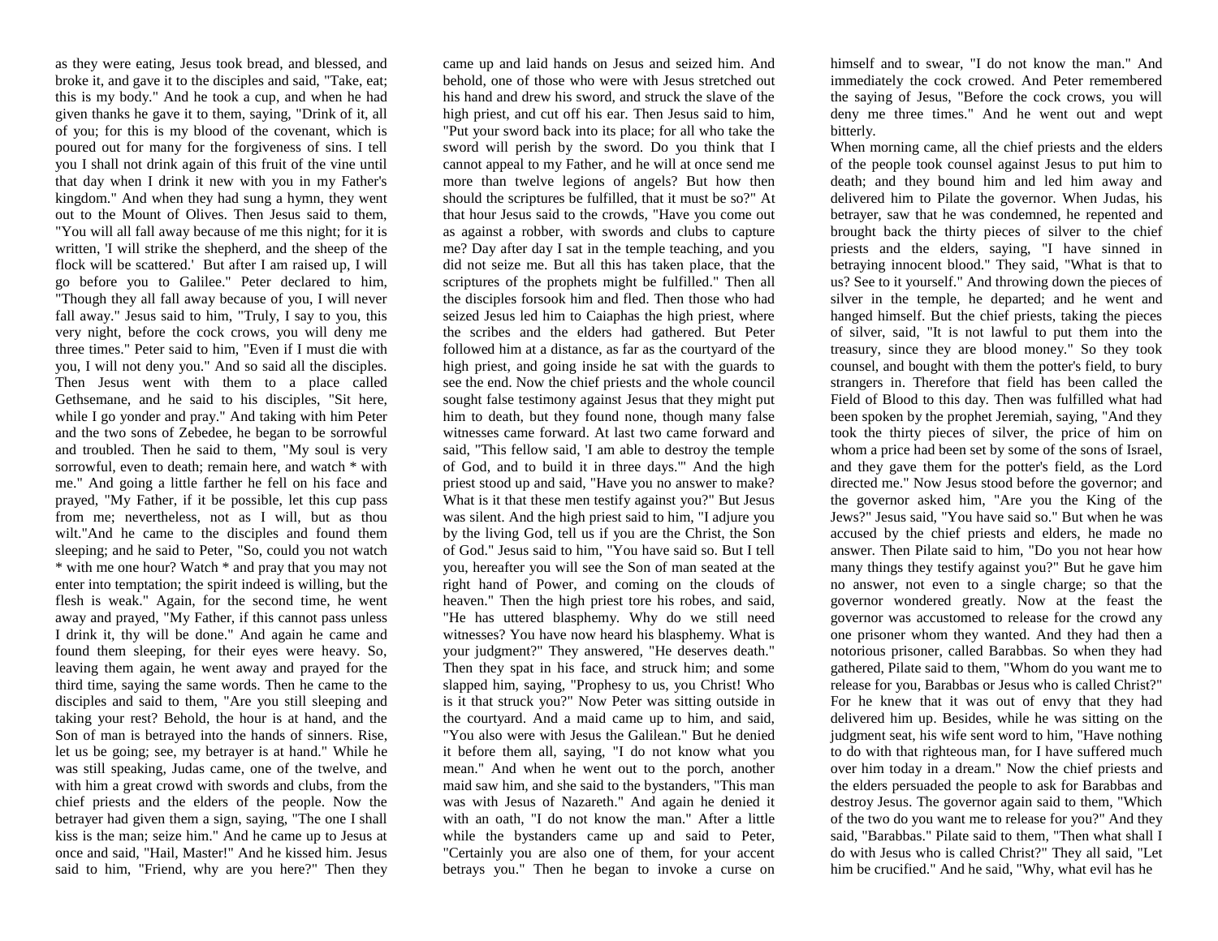as they were eating, Jesus took bread, and blessed, and broke it, and gave it to the disciples and said, "Take, eat; this is my body." And he took a cup, and when he had given thanks he gave it to them, saying, "Drink of it, all of you; for this is my blood of the covenant, which is poured out for many for the forgiveness of sins. I tell you I shall not drink again of this fruit of the vine until that day when I drink it new with you in my Father's kingdom." And when they had sung a hymn, they went out to the Mount of Olives. Then Jesus said to them, "You will all fall away because of me this night; for it is written, 'I will strike the shepherd, and the sheep of the flock will be scattered.' But after I am raised up, I will go before you to Galilee." Peter declared to him, "Though they all fall away because of you, I will never fall away." Jesus said to him, "Truly, I say to you, this very night, before the cock crows, you will deny me three times." Peter said to him, "Even if I must die with you, I will not deny you." And so said all the disciples. Then Jesus went with them to a place called Gethsemane, and he said to his disciples, "Sit here, while I go yonder and pray." And taking with him Peter and the two sons of Zebedee, he began to be sorrowful and troubled. Then he said to them, "My soul is very sorrowful, even to death; remain here, and watch * with me." And going a little farther he fell on his face and prayed, "My Father, if it be possible, let this cup pass from me; nevertheless, not as I will, but as thou wilt."And he came to the disciples and found them sleeping; and he said to Peter, "So, could you not watch * with me one hour? Watch * and pray that you may not enter into temptation; the spirit indeed is willing, but the flesh is weak." Again, for the second time, he went away and prayed, "My Father, if this cannot pass unless I drink it, thy will be done." And again he came and found them sleeping, for their eyes were heavy. So, leaving them again, he went away and prayed for the third time, saying the same words. Then he came to the disciples and said to them, "Are you still sleeping and taking your rest? Behold, the hour is at hand, and the Son of man is betrayed into the hands of sinners. Rise, let us be going; see, my betrayer is at hand." While he was still speaking, Judas came, one of the twelve, and with him a great crowd with swords and clubs, from the chief priests and the elders of the people. Now the betrayer had given them a sign, saying, "The one I shall kiss is the man; seize him." And he came up to Jesus at once and said, "Hail, Master!" And he kissed him. Jesus said to him, "Friend, why are you here?" Then they came up and laid hands on Jesus and seized him. And behold, one of those who were with Jesus stretched out his hand and drew his sword, and struck the slave of the high priest, and cut off his ear. Then Jesus said to him, "Put your sword back into its place; for all who take the sword will perish by the sword. Do you think that I cannot appeal to my Father, and he will at once send me more than twelve legions of angels? But how then should the scriptures be fulfilled, that it must be so?" At that hour Jesus said to the crowds, "Have you come out as against a robber, with swords and clubs to capture me? Day after day I sat in the temple teaching, and you did not seize me. But all this has taken place, that the scriptures of the prophets might be fulfilled." Then all the disciples forsook him and fled. Then those who had seized Jesus led him to Caiaphas the high priest, where the scribes and the elders had gathered. But Peter followed him at a distance, as far as the courtyard of the high priest, and going inside he sat with the guards to see the end. Now the chief priests and the whole council sought false testimony against Jesus that they might put him to death, but they found none, though many false witnesses came forward. At last two came forward and said, "This fellow said, 'I am able to destroy the temple of God, and to build it in three days.'" And the high priest stood up and said, "Have you no answer to make? What is it that these men testify against you?" But Jesus was silent. And the high priest said to him, "I adjure you by the living God, tell us if you are the Christ, the Son of God." Jesus said to him, "You have said so. But I tell you, hereafter you will see the Son of man seated at the right hand of Power, and coming on the clouds of heaven." Then the high priest tore his robes, and said, "He has uttered blasphemy. Why do we still need witnesses? You have now heard his blasphemy. What is your judgment?" They answered, "He deserves death." Then they spat in his face, and struck him; and some slapped him, saying, "Prophesy to us, you Christ! Who is it that struck you?" Now Peter was sitting outside in the courtyard. And a maid came up to him, and said, "You also were with Jesus the Galilean." But he denied it before them all, saying, "I do not know what you mean." And when he went out to the porch, another maid saw him, and she said to the bystanders, "This man was with Jesus of Nazareth." And again he denied it with an oath, "I do not know the man." After a little while the bystanders came up and said to Peter, "Certainly you are also one of them, for your accent betrays you." Then he began to invoke a curse on himself and to swear, "I do not know the man." And immediately the cock crowed. And Peter remembered the saying of Jesus, "Before the cock crows, you will deny me three times." And he went out and wept bitterly.

When morning came, all the chief priests and the elders of the people took counsel against Jesus to put him to death; and they bound him and led him away and delivered him to Pilate the governor. When Judas, his betrayer, saw that he was condemned, he repented and brought back the thirty pieces of silver to the chief priests and the elders, saying, "I have sinned in betraying innocent blood." They said, "What is that to us? See to it yourself." And throwing down the pieces of silver in the temple, he departed; and he went and hanged himself. But the chief priests, taking the pieces of silver, said, "It is not lawful to put them into the treasury, since they are blood money." So they took counsel, and bought with them the potter's field, to bury strangers in. Therefore that field has been called the Field of Blood to this day. Then was fulfilled what had been spoken by the prophet Jeremiah, saying, "And they took the thirty pieces of silver, the price of him on whom a price had been set by some of the sons of Israel, and they gave them for the potter's field, as the Lord directed me." Now Jesus stood before the governor; and the governor asked him, "Are you the King of the Jews?" Jesus said, "You have said so." But when he was accused by the chief priests and elders, he made no answer. Then Pilate said to him, "Do you not hear how many things they testify against you?" But he gave him no answer, not even to a single charge; so that the governor wondered greatly. Now at the feast the governor was accustomed to release for the crowd any one prisoner whom they wanted. And they had then a notorious prisoner, called Barabbas. So when they had gathered, Pilate said to them, "Whom do you want me to release for you, Barabbas or Jesus who is called Christ?" For he knew that it was out of envy that they had delivered him up. Besides, while he was sitting on the judgment seat, his wife sent word to him, "Have nothing to do with that righteous man, for I have suffered much over him today in a dream." Now the chief priests and the elders persuaded the people to ask for Barabbas and destroy Jesus. The governor again said to them, "Which of the two do you want me to release for you?" And they said, "Barabbas." Pilate said to them, "Then what shall I do with Jesus who is called Christ?" They all said, "Let him be crucified." And he said, "Why, what evil has he